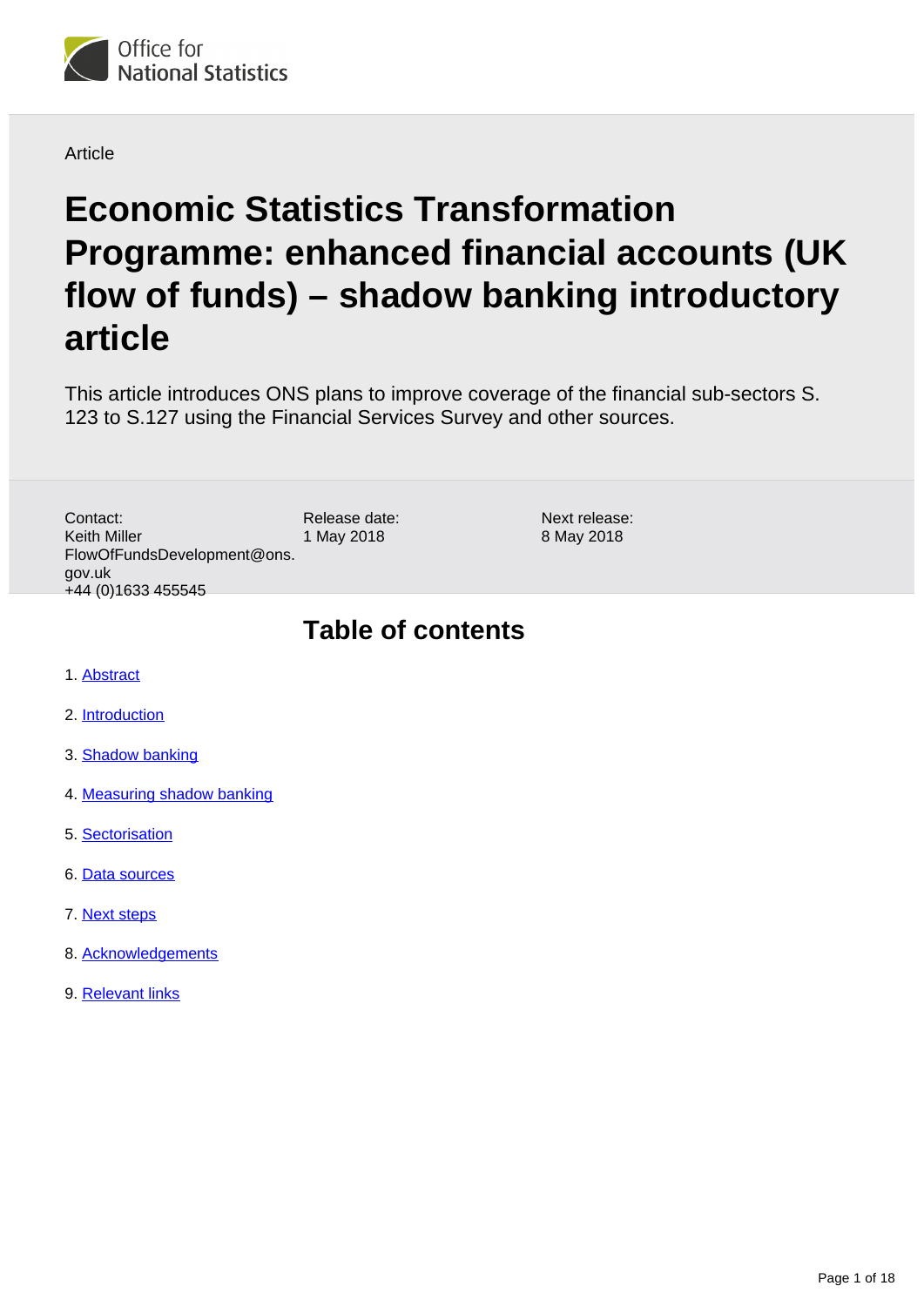Office for National Statistics

Article

# Economic Statistics Transformation Programme: enhanced financial accounts (UK flow of funds) – shadow banking introductory article

This article introduces ONS plans to improve coverage of the financial sub-sectors S.123 to S.127 using the Financial Services Survey and other sources.

Contact:
Keith Miller
FlowOfFundsDevelopment@ons.gov.uk
+44 (0)1633 455545

Release date:
1 May 2018

Next release:
8 May 2018

## Table of contents

1. Abstract
2. Introduction
3. Shadow banking
4. Measuring shadow banking
5. Sectorisation
6. Data sources
7. Next steps
8. Acknowledgements
9. Relevant links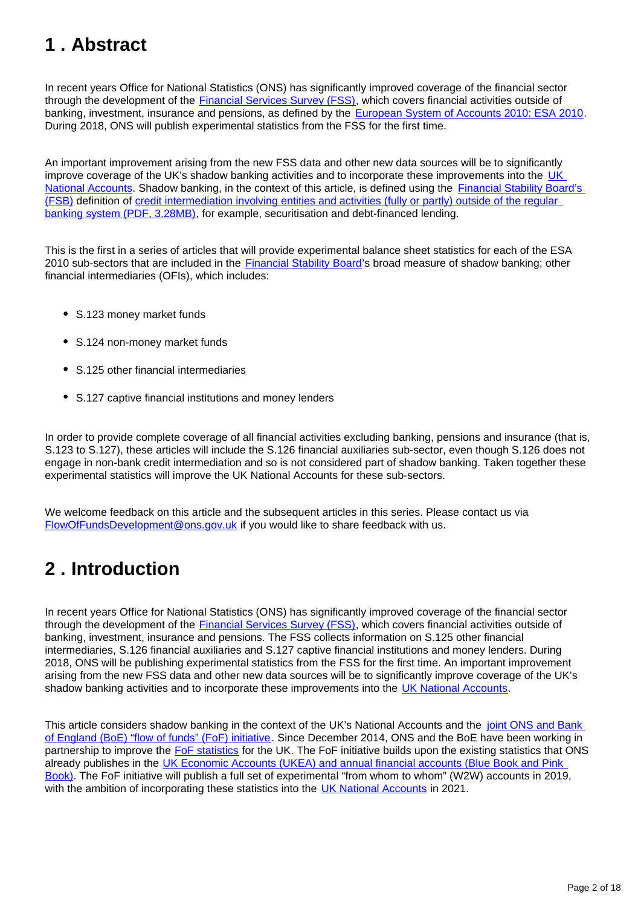## 1 . Abstract

In recent years Office for National Statistics (ONS) has significantly improved coverage of the financial sector through the development of the Financial Services Survey (FSS), which covers financial activities outside of banking, investment, insurance and pensions, as defined by the European System of Accounts 2010: ESA 2010. During 2018, ONS will publish experimental statistics from the FSS for the first time.

An important improvement arising from the new FSS data and other new data sources will be to significantly improve coverage of the UK's shadow banking activities and to incorporate these improvements into the UK National Accounts. Shadow banking, in the context of this article, is defined using the Financial Stability Board's (FSB) definition of credit intermediation involving entities and activities (fully or partly) outside of the regular banking system (PDF, 3.28MB), for example, securitisation and debt-financed lending.

This is the first in a series of articles that will provide experimental balance sheet statistics for each of the ESA 2010 sub-sectors that are included in the Financial Stability Board's broad measure of shadow banking; other financial intermediaries (OFIs), which includes:

- S.123 money market funds
- S.124 non-money market funds
- S.125 other financial intermediaries
- S.127 captive financial institutions and money lenders

In order to provide complete coverage of all financial activities excluding banking, pensions and insurance (that is, S.123 to S.127), these articles will include the S.126 financial auxiliaries sub-sector, even though S.126 does not engage in non-bank credit intermediation and so is not considered part of shadow banking. Taken together these experimental statistics will improve the UK National Accounts for these sub-sectors.

We welcome feedback on this article and the subsequent articles in this series. Please contact us via FlowOfFundsDevelopment@ons.gov.uk if you would like to share feedback with us.

## 2 . Introduction

In recent years Office for National Statistics (ONS) has significantly improved coverage of the financial sector through the development of the Financial Services Survey (FSS), which covers financial activities outside of banking, investment, insurance and pensions. The FSS collects information on S.125 other financial intermediaries, S.126 financial auxiliaries and S.127 captive financial institutions and money lenders. During 2018, ONS will be publishing experimental statistics from the FSS for the first time. An important improvement arising from the new FSS data and other new data sources will be to significantly improve coverage of the UK's shadow banking activities and to incorporate these improvements into the UK National Accounts.

This article considers shadow banking in the context of the UK's National Accounts and the joint ONS and Bank of England (BoE) "flow of funds" (FoF) initiative. Since December 2014, ONS and the BoE have been working in partnership to improve the FoF statistics for the UK. The FoF initiative builds upon the existing statistics that ONS already publishes in the UK Economic Accounts (UKEA) and annual financial accounts (Blue Book and Pink Book). The FoF initiative will publish a full set of experimental "from whom to whom" (W2W) accounts in 2019, with the ambition of incorporating these statistics into the UK National Accounts in 2021.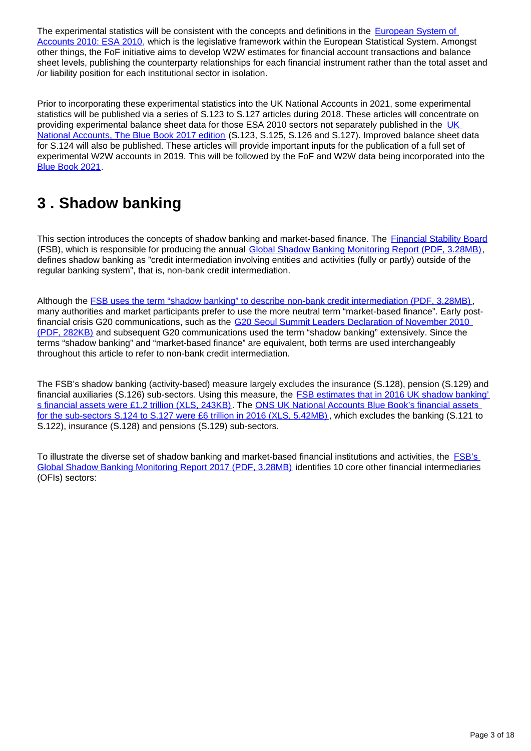The experimental statistics will be consistent with the concepts and definitions in the European System of Accounts 2010: ESA 2010, which is the legislative framework within the European Statistical System. Amongst other things, the FoF initiative aims to develop W2W estimates for financial account transactions and balance sheet levels, publishing the counterparty relationships for each financial instrument rather than the total asset and /or liability position for each institutional sector in isolation.

Prior to incorporating these experimental statistics into the UK National Accounts in 2021, some experimental statistics will be published via a series of S.123 to S.127 articles during 2018. These articles will concentrate on providing experimental balance sheet data for those ESA 2010 sectors not separately published in the UK National Accounts, The Blue Book 2017 edition (S.123, S.125, S.126 and S.127). Improved balance sheet data for S.124 will also be published. These articles will provide important inputs for the publication of a full set of experimental W2W accounts in 2019. This will be followed by the FoF and W2W data being incorporated into the Blue Book 2021.

# 3 . Shadow banking

This section introduces the concepts of shadow banking and market-based finance. The Financial Stability Board (FSB), which is responsible for producing the annual Global Shadow Banking Monitoring Report (PDF, 3.28MB), defines shadow banking as "credit intermediation involving entities and activities (fully or partly) outside of the regular banking system", that is, non-bank credit intermediation.

Although the FSB uses the term "shadow banking" to describe non-bank credit intermediation (PDF, 3.28MB), many authorities and market participants prefer to use the more neutral term "market-based finance". Early post-financial crisis G20 communications, such as the G20 Seoul Summit Leaders Declaration of November 2010 (PDF, 282KB) and subsequent G20 communications used the term "shadow banking" extensively. Since the terms "shadow banking" and "market-based finance" are equivalent, both terms are used interchangeably throughout this article to refer to non-bank credit intermediation.

The FSB's shadow banking (activity-based) measure largely excludes the insurance (S.128), pension (S.129) and financial auxiliaries (S.126) sub-sectors. Using this measure, the FSB estimates that in 2016 UK shadow banking's financial assets were £1.2 trillion (XLS, 243KB). The ONS UK National Accounts Blue Book's financial assets for the sub-sectors S.124 to S.127 were £6 trillion in 2016 (XLS, 5.42MB), which excludes the banking (S.121 to S.122), insurance (S.128) and pensions (S.129) sub-sectors.

To illustrate the diverse set of shadow banking and market-based financial institutions and activities, the FSB's Global Shadow Banking Monitoring Report 2017 (PDF, 3.28MB) identifies 10 core other financial intermediaries (OFIs) sectors: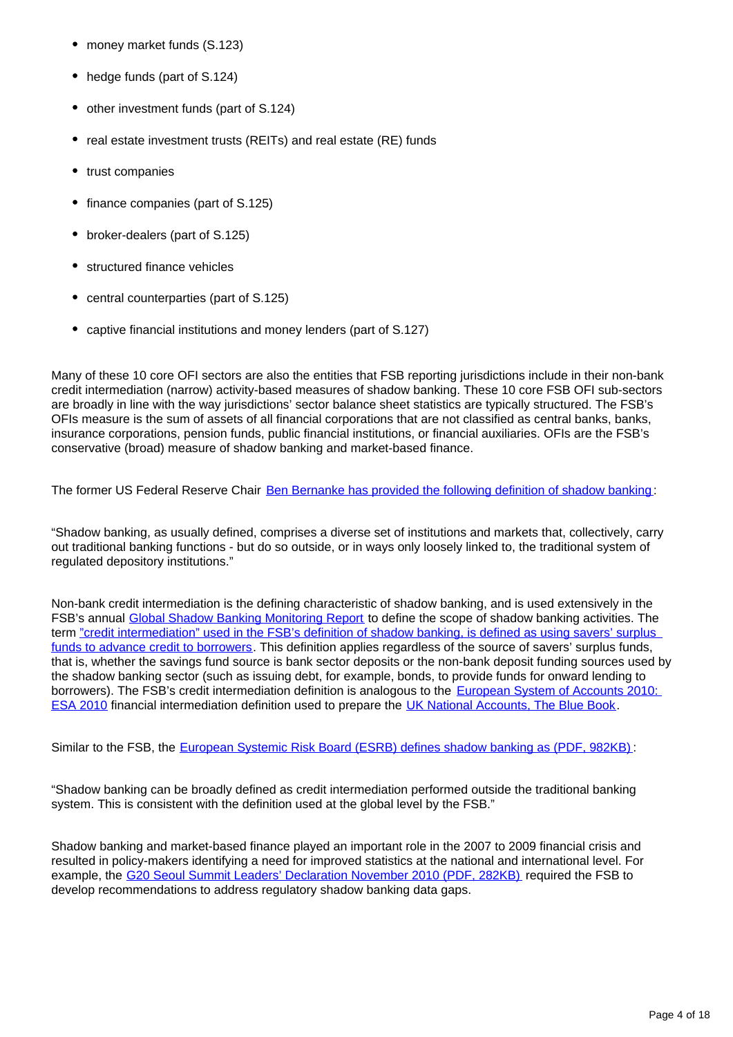- money market funds (S.123)
- hedge funds (part of S.124)
- other investment funds (part of S.124)
- real estate investment trusts (REITs) and real estate (RE) funds
- trust companies
- finance companies (part of S.125)
- broker-dealers (part of S.125)
- structured finance vehicles
- central counterparties (part of S.125)
- captive financial institutions and money lenders (part of S.127)

Many of these 10 core OFI sectors are also the entities that FSB reporting jurisdictions include in their non-bank credit intermediation (narrow) activity-based measures of shadow banking. These 10 core FSB OFI sub-sectors are broadly in line with the way jurisdictions' sector balance sheet statistics are typically structured. The FSB's OFIs measure is the sum of assets of all financial corporations that are not classified as central banks, banks, insurance corporations, pension funds, public financial institutions, or financial auxiliaries. OFIs are the FSB's conservative (broad) measure of shadow banking and market-based finance.

The former US Federal Reserve Chair Ben Bernanke has provided the following definition of shadow banking:

"Shadow banking, as usually defined, comprises a diverse set of institutions and markets that, collectively, carry out traditional banking functions - but do so outside, or in ways only loosely linked to, the traditional system of regulated depository institutions."

Non-bank credit intermediation is the defining characteristic of shadow banking, and is used extensively in the FSB's annual Global Shadow Banking Monitoring Report to define the scope of shadow banking activities. The term "credit intermediation" used in the FSB's definition of shadow banking, is defined as using savers' surplus funds to advance credit to borrowers. This definition applies regardless of the source of savers' surplus funds, that is, whether the savings fund source is bank sector deposits or the non-bank deposit funding sources used by the shadow banking sector (such as issuing debt, for example, bonds, to provide funds for onward lending to borrowers). The FSB's credit intermediation definition is analogous to the European System of Accounts 2010: ESA 2010 financial intermediation definition used to prepare the UK National Accounts, The Blue Book.

Similar to the FSB, the European Systemic Risk Board (ESRB) defines shadow banking as (PDF, 982KB):

"Shadow banking can be broadly defined as credit intermediation performed outside the traditional banking system. This is consistent with the definition used at the global level by the FSB."

Shadow banking and market-based finance played an important role in the 2007 to 2009 financial crisis and resulted in policy-makers identifying a need for improved statistics at the national and international level. For example, the G20 Seoul Summit Leaders' Declaration November 2010 (PDF, 282KB) required the FSB to develop recommendations to address regulatory shadow banking data gaps.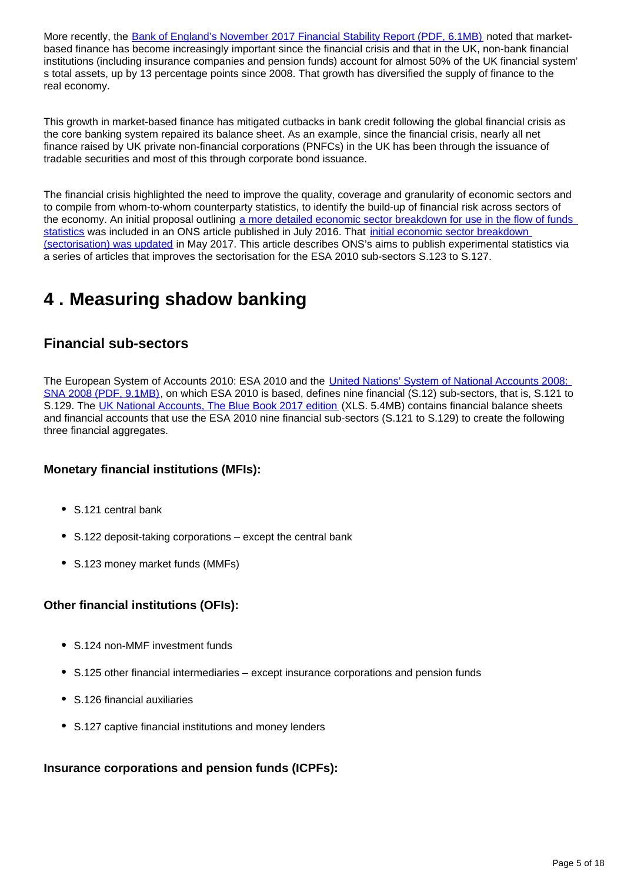More recently, the Bank of England's November 2017 Financial Stability Report (PDF, 6.1MB) noted that market-based finance has become increasingly important since the financial crisis and that in the UK, non-bank financial institutions (including insurance companies and pension funds) account for almost 50% of the UK financial system's total assets, up by 13 percentage points since 2008. That growth has diversified the supply of finance to the real economy.

This growth in market-based finance has mitigated cutbacks in bank credit following the global financial crisis as the core banking system repaired its balance sheet. As an example, since the financial crisis, nearly all net finance raised by UK private non-financial corporations (PNFCs) in the UK has been through the issuance of tradable securities and most of this through corporate bond issuance.

The financial crisis highlighted the need to improve the quality, coverage and granularity of economic sectors and to compile from whom-to-whom counterparty statistics, to identify the build-up of financial risk across sectors of the economy. An initial proposal outlining a more detailed economic sector breakdown for use in the flow of funds statistics was included in an ONS article published in July 2016. That initial economic sector breakdown (sectorisation) was updated in May 2017. This article describes ONS's aims to publish experimental statistics via a series of articles that improves the sectorisation for the ESA 2010 sub-sectors S.123 to S.127.

# 4 . Measuring shadow banking

## Financial sub-sectors

The European System of Accounts 2010: ESA 2010 and the United Nations' System of National Accounts 2008: SNA 2008 (PDF, 9.1MB), on which ESA 2010 is based, defines nine financial (S.12) sub-sectors, that is, S.121 to S.129. The UK National Accounts, The Blue Book 2017 edition (XLS. 5.4MB) contains financial balance sheets and financial accounts that use the ESA 2010 nine financial sub-sectors (S.121 to S.129) to create the following three financial aggregates.

### Monetary financial institutions (MFIs):

- S.121 central bank
- S.122 deposit-taking corporations – except the central bank
- S.123 money market funds (MMFs)

### Other financial institutions (OFIs):

- S.124 non-MMF investment funds
- S.125 other financial intermediaries – except insurance corporations and pension funds
- S.126 financial auxiliaries
- S.127 captive financial institutions and money lenders

### Insurance corporations and pension funds (ICPFs):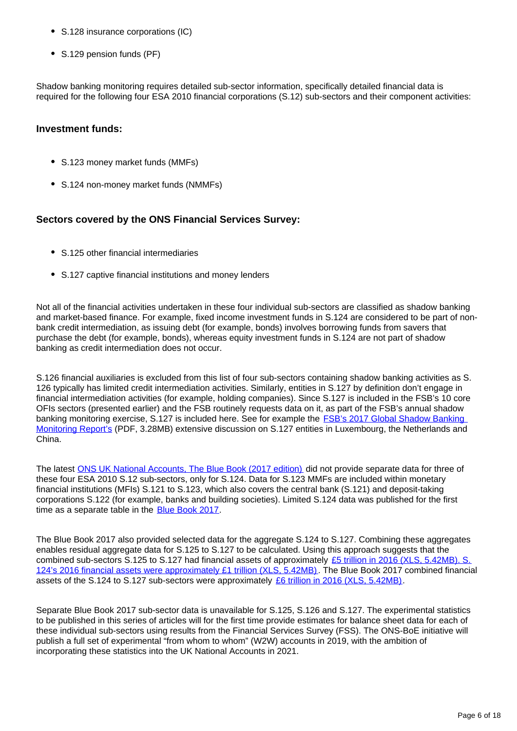- S.128 insurance corporations (IC)
- S.129 pension funds (PF)

Shadow banking monitoring requires detailed sub-sector information, specifically detailed financial data is required for the following four ESA 2010 financial corporations (S.12) sub-sectors and their component activities:

### Investment funds:

- S.123 money market funds (MMFs)
- S.124 non-money market funds (NMMFs)

### Sectors covered by the ONS Financial Services Survey:

- S.125 other financial intermediaries
- S.127 captive financial institutions and money lenders

Not all of the financial activities undertaken in these four individual sub-sectors are classified as shadow banking and market-based finance. For example, fixed income investment funds in S.124 are considered to be part of non-bank credit intermediation, as issuing debt (for example, bonds) involves borrowing funds from savers that purchase the debt (for example, bonds), whereas equity investment funds in S.124 are not part of shadow banking as credit intermediation does not occur.

S.126 financial auxiliaries is excluded from this list of four sub-sectors containing shadow banking activities as S. 126 typically has limited credit intermediation activities. Similarly, entities in S.127 by definition don't engage in financial intermediation activities (for example, holding companies). Since S.127 is included in the FSB's 10 core OFIs sectors (presented earlier) and the FSB routinely requests data on it, as part of the FSB's annual shadow banking monitoring exercise, S.127 is included here. See for example the [FSB's 2017 Global Shadow Banking Monitoring Report's](#) (PDF, 3.28MB) extensive discussion on S.127 entities in Luxembourg, the Netherlands and China.

The latest [ONS UK National Accounts, The Blue Book (2017 edition)](#) did not provide separate data for three of these four ESA 2010 S.12 sub-sectors, only for S.124. Data for S.123 MMFs are included within monetary financial institutions (MFIs) S.121 to S.123, which also covers the central bank (S.121) and deposit-taking corporations S.122 (for example, banks and building societies). Limited S.124 data was published for the first time as a separate table in the [Blue Book 2017](#).

The Blue Book 2017 also provided selected data for the aggregate S.124 to S.127. Combining these aggregates enables residual aggregate data for S.125 to S.127 to be calculated. Using this approach suggests that the combined sub-sectors S.125 to S.127 had financial assets of approximately [£5 trillion in 2016 (XLS, 5.42MB). S. 124's 2016 financial assets were approximately £1 trillion (XLS, 5.42MB)](#). The Blue Book 2017 combined financial assets of the S.124 to S.127 sub-sectors were approximately [£6 trillion in 2016 (XLS, 5.42MB)](#).

Separate Blue Book 2017 sub-sector data is unavailable for S.125, S.126 and S.127. The experimental statistics to be published in this series of articles will for the first time provide estimates for balance sheet data for each of these individual sub-sectors using results from the Financial Services Survey (FSS). The ONS-BoE initiative will publish a full set of experimental "from whom to whom" (W2W) accounts in 2019, with the ambition of incorporating these statistics into the UK National Accounts in 2021.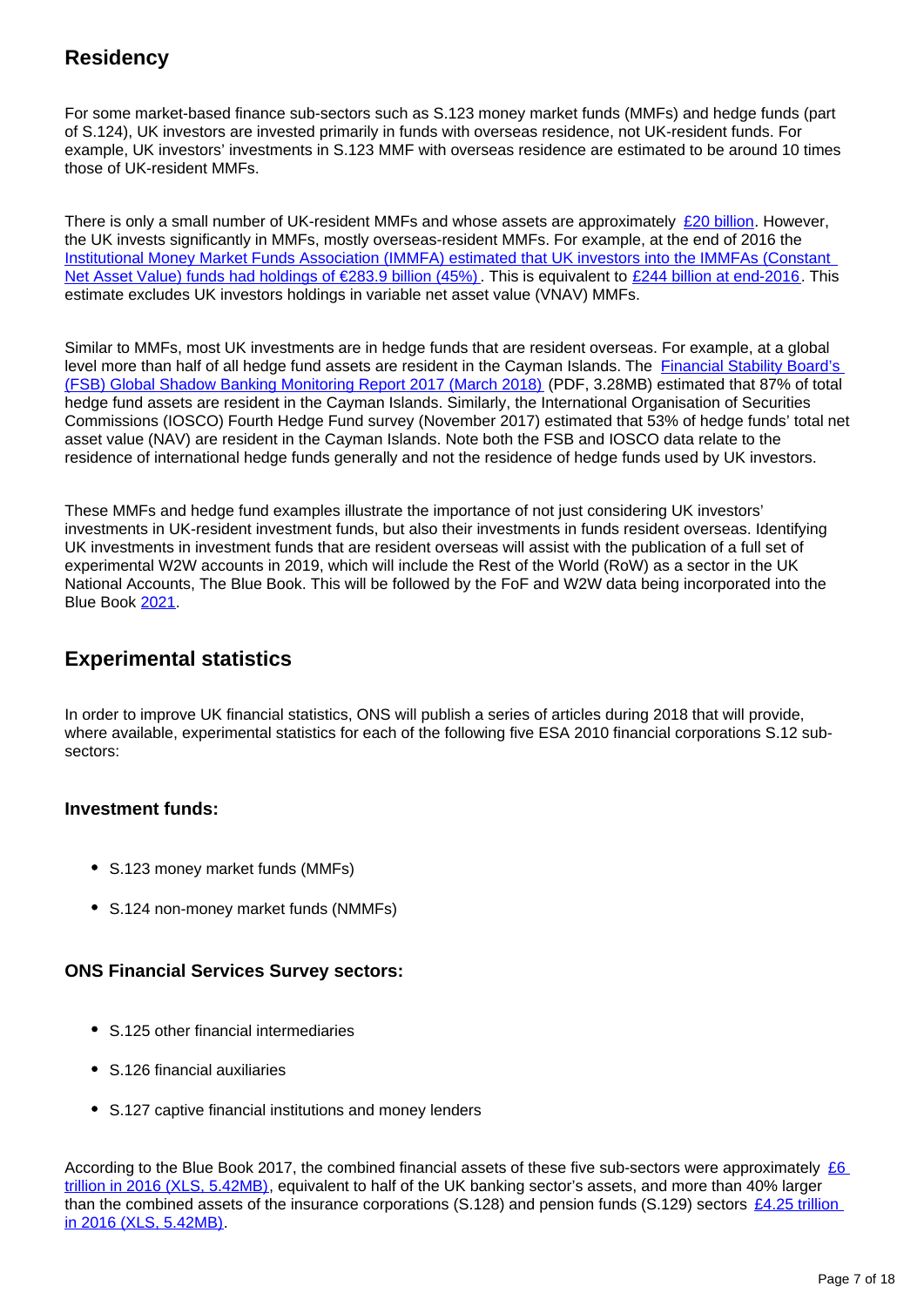## Residency

For some market-based finance sub-sectors such as S.123 money market funds (MMFs) and hedge funds (part of S.124), UK investors are invested primarily in funds with overseas residence, not UK-resident funds. For example, UK investors' investments in S.123 MMF with overseas residence are estimated to be around 10 times those of UK-resident MMFs.

There is only a small number of UK-resident MMFs and whose assets are approximately [£20 billion](). However, the UK invests significantly in MMFs, mostly overseas-resident MMFs. For example, at the end of 2016 the [Institutional Money Market Funds Association (IMMFA) estimated that UK investors into the IMMFAs (Constant Net Asset Value) funds had holdings of €283.9 billion (45%)](). This is equivalent to [£244 billion at end-2016](). This estimate excludes UK investors holdings in variable net asset value (VNAV) MMFs.

Similar to MMFs, most UK investments are in hedge funds that are resident overseas. For example, at a global level more than half of all hedge fund assets are resident in the Cayman Islands. The [Financial Stability Board's (FSB) Global Shadow Banking Monitoring Report 2017 (March 2018)]() (PDF, 3.28MB) estimated that 87% of total hedge fund assets are resident in the Cayman Islands. Similarly, the International Organisation of Securities Commissions (IOSCO) Fourth Hedge Fund survey (November 2017) estimated that 53% of hedge funds' total net asset value (NAV) are resident in the Cayman Islands. Note both the FSB and IOSCO data relate to the residence of international hedge funds generally and not the residence of hedge funds used by UK investors.

These MMFs and hedge fund examples illustrate the importance of not just considering UK investors' investments in UK-resident investment funds, but also their investments in funds resident overseas. Identifying UK investments in investment funds that are resident overseas will assist with the publication of a full set of experimental W2W accounts in 2019, which will include the Rest of the World (RoW) as a sector in the UK National Accounts, The Blue Book. This will be followed by the FoF and W2W data being incorporated into the Blue Book [2021]().

## Experimental statistics

In order to improve UK financial statistics, ONS will publish a series of articles during 2018 that will provide, where available, experimental statistics for each of the following five ESA 2010 financial corporations S.12 sub-sectors:

### Investment funds:

- S.123 money market funds (MMFs)
- S.124 non-money market funds (NMMFs)

### ONS Financial Services Survey sectors:

- S.125 other financial intermediaries
- S.126 financial auxiliaries
- S.127 captive financial institutions and money lenders

According to the Blue Book 2017, the combined financial assets of these five sub-sectors were approximately [£6 trillion in 2016 (XLS, 5.42MB)](), equivalent to half of the UK banking sector's assets, and more than 40% larger than the combined assets of the insurance corporations (S.128) and pension funds (S.129) sectors [£4.25 trillion in 2016 (XLS, 5.42MB)]().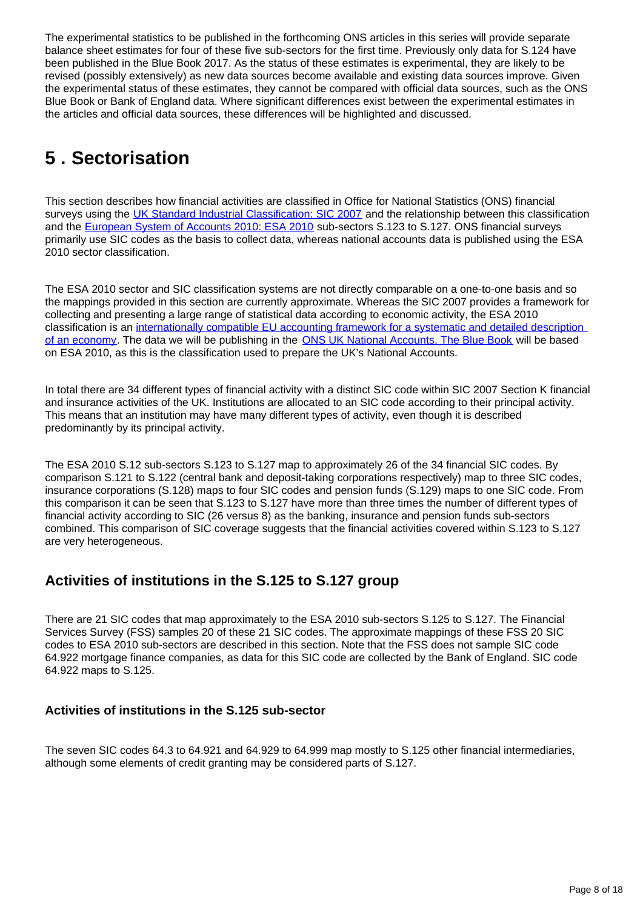The experimental statistics to be published in the forthcoming ONS articles in this series will provide separate balance sheet estimates for four of these five sub-sectors for the first time. Previously only data for S.124 have been published in the Blue Book 2017. As the status of these estimates is experimental, they are likely to be revised (possibly extensively) as new data sources become available and existing data sources improve. Given the experimental status of these estimates, they cannot be compared with official data sources, such as the ONS Blue Book or Bank of England data. Where significant differences exist between the experimental estimates in the articles and official data sources, these differences will be highlighted and discussed.

# 5 . Sectorisation

This section describes how financial activities are classified in Office for National Statistics (ONS) financial surveys using the UK Standard Industrial Classification: SIC 2007 and the relationship between this classification and the European System of Accounts 2010: ESA 2010 sub-sectors S.123 to S.127. ONS financial surveys primarily use SIC codes as the basis to collect data, whereas national accounts data is published using the ESA 2010 sector classification.

The ESA 2010 sector and SIC classification systems are not directly comparable on a one-to-one basis and so the mappings provided in this section are currently approximate. Whereas the SIC 2007 provides a framework for collecting and presenting a large range of statistical data according to economic activity, the ESA 2010 classification is an internationally compatible EU accounting framework for a systematic and detailed description of an economy. The data we will be publishing in the ONS UK National Accounts, The Blue Book will be based on ESA 2010, as this is the classification used to prepare the UK's National Accounts.

In total there are 34 different types of financial activity with a distinct SIC code within SIC 2007 Section K financial and insurance activities of the UK. Institutions are allocated to an SIC code according to their principal activity. This means that an institution may have many different types of activity, even though it is described predominantly by its principal activity.

The ESA 2010 S.12 sub-sectors S.123 to S.127 map to approximately 26 of the 34 financial SIC codes. By comparison S.121 to S.122 (central bank and deposit-taking corporations respectively) map to three SIC codes, insurance corporations (S.128) maps to four SIC codes and pension funds (S.129) maps to one SIC code. From this comparison it can be seen that S.123 to S.127 have more than three times the number of different types of financial activity according to SIC (26 versus 8) as the banking, insurance and pension funds sub-sectors combined. This comparison of SIC coverage suggests that the financial activities covered within S.123 to S.127 are very heterogeneous.

## Activities of institutions in the S.125 to S.127 group

There are 21 SIC codes that map approximately to the ESA 2010 sub-sectors S.125 to S.127. The Financial Services Survey (FSS) samples 20 of these 21 SIC codes. The approximate mappings of these FSS 20 SIC codes to ESA 2010 sub-sectors are described in this section. Note that the FSS does not sample SIC code 64.922 mortgage finance companies, as data for this SIC code are collected by the Bank of England. SIC code 64.922 maps to S.125.

### Activities of institutions in the S.125 sub-sector

The seven SIC codes 64.3 to 64.921 and 64.929 to 64.999 map mostly to S.125 other financial intermediaries, although some elements of credit granting may be considered parts of S.127.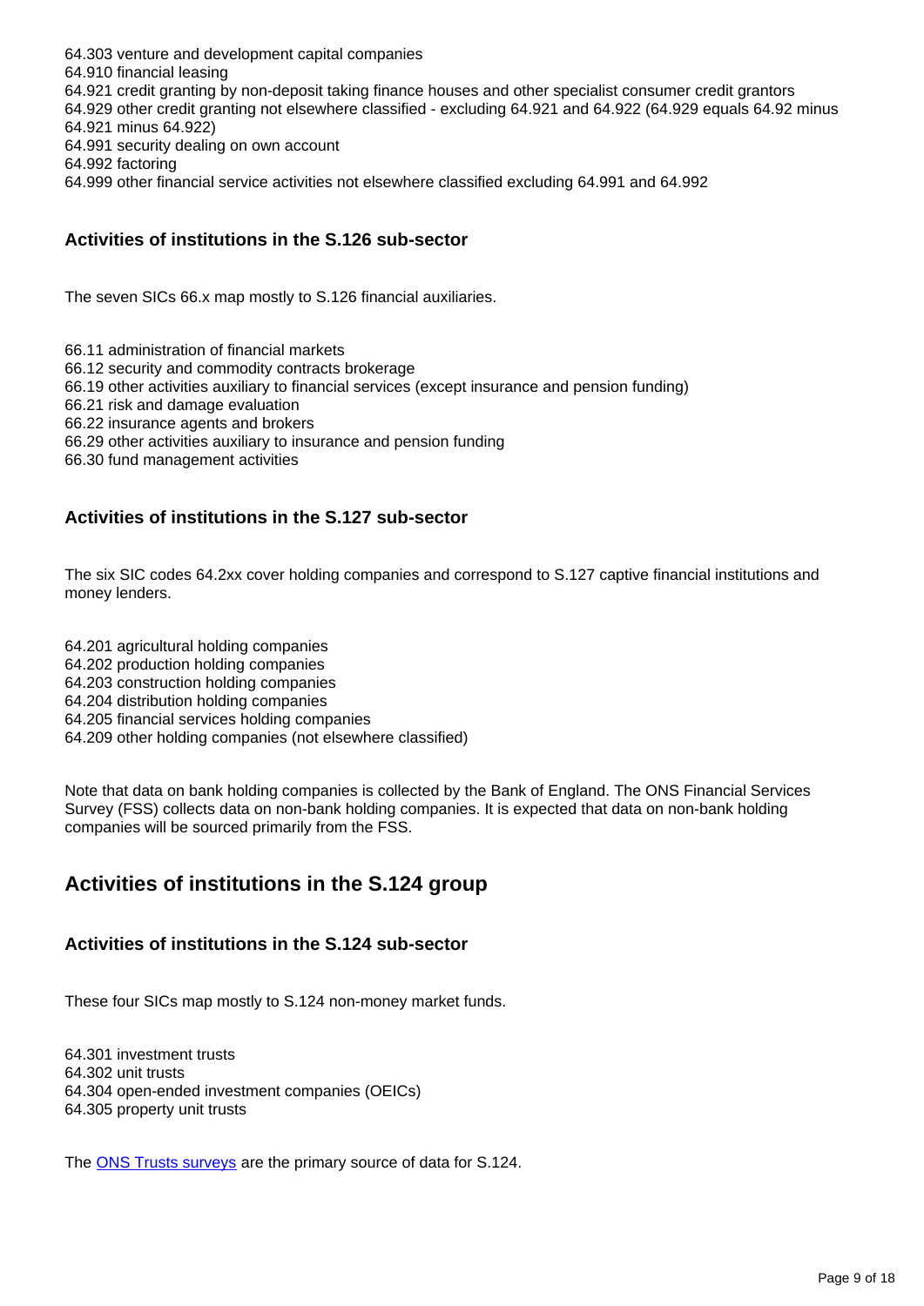64.303 venture and development capital companies
64.910 financial leasing
64.921 credit granting by non-deposit taking finance houses and other specialist consumer credit grantors
64.929 other credit granting not elsewhere classified - excluding 64.921 and 64.922 (64.929 equals 64.92 minus 64.921 minus 64.922)
64.991 security dealing on own account
64.992 factoring
64.999 other financial service activities not elsewhere classified excluding 64.991 and 64.992

### Activities of institutions in the S.126 sub-sector

The seven SICs 66.x map mostly to S.126 financial auxiliaries.

66.11 administration of financial markets
66.12 security and commodity contracts brokerage
66.19 other activities auxiliary to financial services (except insurance and pension funding)
66.21 risk and damage evaluation
66.22 insurance agents and brokers
66.29 other activities auxiliary to insurance and pension funding
66.30 fund management activities

### Activities of institutions in the S.127 sub-sector

The six SIC codes 64.2xx cover holding companies and correspond to S.127 captive financial institutions and money lenders.

64.201 agricultural holding companies
64.202 production holding companies
64.203 construction holding companies
64.204 distribution holding companies
64.205 financial services holding companies
64.209 other holding companies (not elsewhere classified)

Note that data on bank holding companies is collected by the Bank of England. The ONS Financial Services Survey (FSS) collects data on non-bank holding companies. It is expected that data on non-bank holding companies will be sourced primarily from the FSS.

## Activities of institutions in the S.124 group

### Activities of institutions in the S.124 sub-sector

These four SICs map mostly to S.124 non-money market funds.

64.301 investment trusts
64.302 unit trusts
64.304 open-ended investment companies (OEICs)
64.305 property unit trusts

The ONS Trusts surveys are the primary source of data for S.124.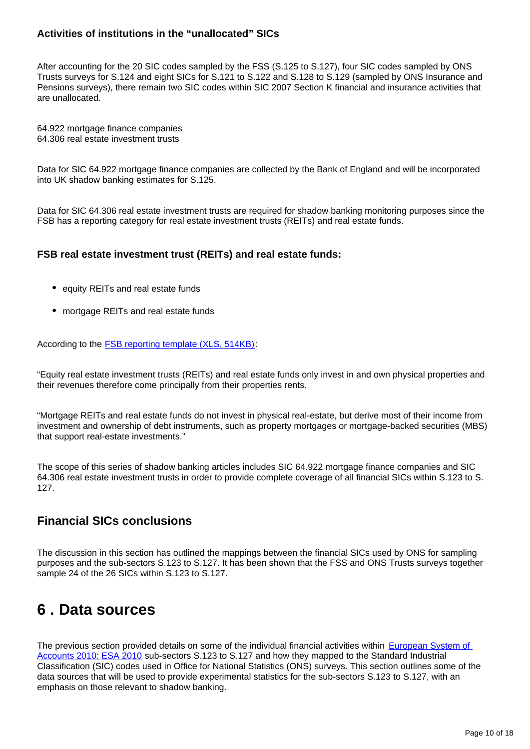### Activities of institutions in the "unallocated" SICs

After accounting for the 20 SIC codes sampled by the FSS (S.125 to S.127), four SIC codes sampled by ONS Trusts surveys for S.124 and eight SICs for S.121 to S.122 and S.128 to S.129 (sampled by ONS Insurance and Pensions surveys), there remain two SIC codes within SIC 2007 Section K financial and insurance activities that are unallocated.

64.922 mortgage finance companies
64.306 real estate investment trusts

Data for SIC 64.922 mortgage finance companies are collected by the Bank of England and will be incorporated into UK shadow banking estimates for S.125.

Data for SIC 64.306 real estate investment trusts are required for shadow banking monitoring purposes since the FSB has a reporting category for real estate investment trusts (REITs) and real estate funds.

### FSB real estate investment trust (REITs) and real estate funds:

- equity REITs and real estate funds
- mortgage REITs and real estate funds

According to the [FSB reporting template (XLS, 514KB)](#):

"Equity real estate investment trusts (REITs) and real estate funds only invest in and own physical properties and their revenues therefore come principally from their properties rents.

"Mortgage REITs and real estate funds do not invest in physical real-estate, but derive most of their income from investment and ownership of debt instruments, such as property mortgages or mortgage-backed securities (MBS) that support real-estate investments."

The scope of this series of shadow banking articles includes SIC 64.922 mortgage finance companies and SIC 64.306 real estate investment trusts in order to provide complete coverage of all financial SICs within S.123 to S. 127.

### Financial SICs conclusions

The discussion in this section has outlined the mappings between the financial SICs used by ONS for sampling purposes and the sub-sectors S.123 to S.127. It has been shown that the FSS and ONS Trusts surveys together sample 24 of the 26 SICs within S.123 to S.127.

## 6 . Data sources

The previous section provided details on some of the individual financial activities within [European System of Accounts 2010: ESA 2010](#) sub-sectors S.123 to S.127 and how they mapped to the Standard Industrial Classification (SIC) codes used in Office for National Statistics (ONS) surveys. This section outlines some of the data sources that will be used to provide experimental statistics for the sub-sectors S.123 to S.127, with an emphasis on those relevant to shadow banking.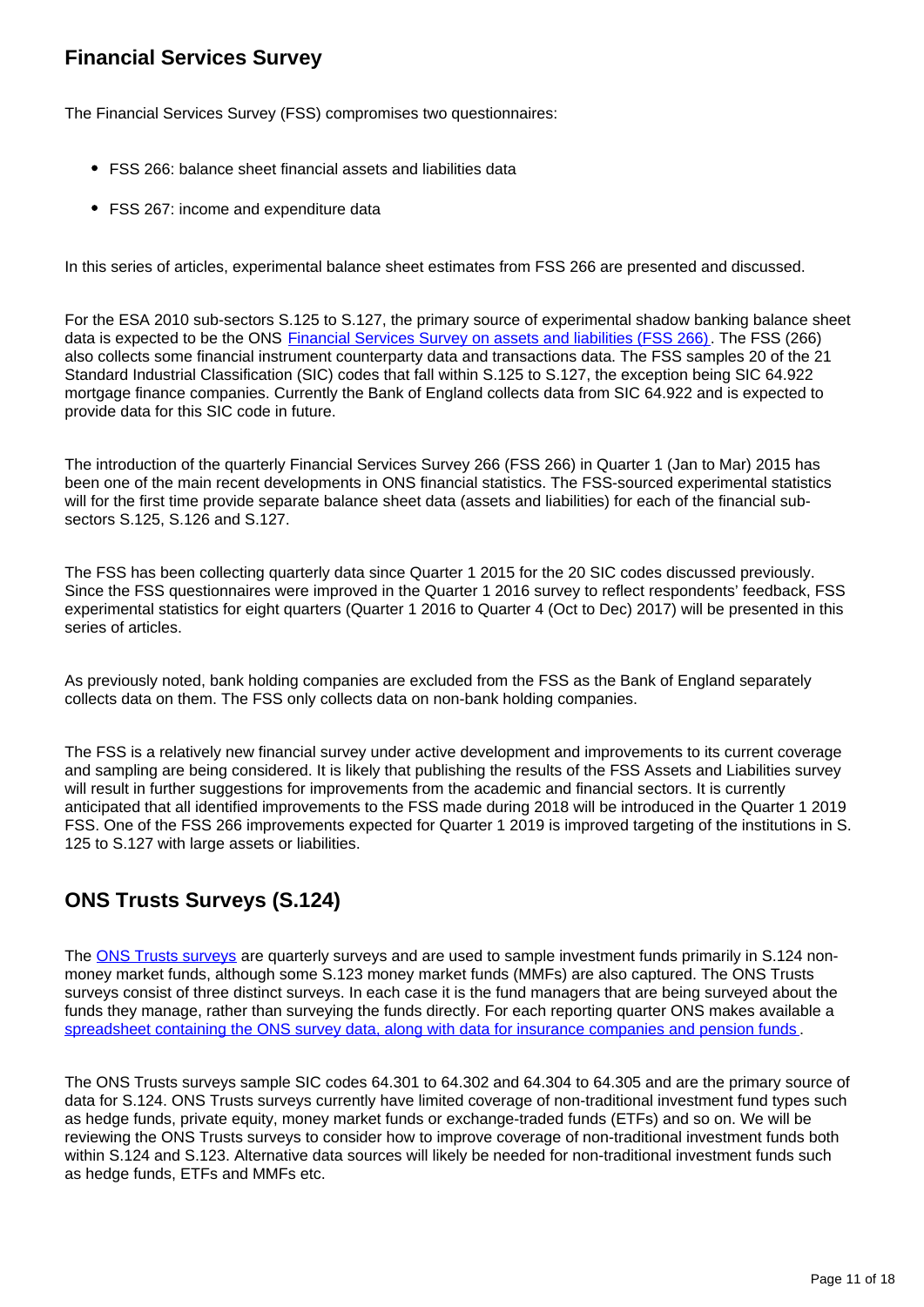## Financial Services Survey

The Financial Services Survey (FSS) compromises two questionnaires:

- FSS 266: balance sheet financial assets and liabilities data
- FSS 267: income and expenditure data

In this series of articles, experimental balance sheet estimates from FSS 266 are presented and discussed.

For the ESA 2010 sub-sectors S.125 to S.127, the primary source of experimental shadow banking balance sheet data is expected to be the ONS [Financial Services Survey on assets and liabilities (FSS 266)](). The FSS (266) also collects some financial instrument counterparty data and transactions data. The FSS samples 20 of the 21 Standard Industrial Classification (SIC) codes that fall within S.125 to S.127, the exception being SIC 64.922 mortgage finance companies. Currently the Bank of England collects data from SIC 64.922 and is expected to provide data for this SIC code in future.

The introduction of the quarterly Financial Services Survey 266 (FSS 266) in Quarter 1 (Jan to Mar) 2015 has been one of the main recent developments in ONS financial statistics. The FSS-sourced experimental statistics will for the first time provide separate balance sheet data (assets and liabilities) for each of the financial sub-sectors S.125, S.126 and S.127.

The FSS has been collecting quarterly data since Quarter 1 2015 for the 20 SIC codes discussed previously. Since the FSS questionnaires were improved in the Quarter 1 2016 survey to reflect respondents' feedback, FSS experimental statistics for eight quarters (Quarter 1 2016 to Quarter 4 (Oct to Dec) 2017) will be presented in this series of articles.

As previously noted, bank holding companies are excluded from the FSS as the Bank of England separately collects data on them. The FSS only collects data on non-bank holding companies.

The FSS is a relatively new financial survey under active development and improvements to its current coverage and sampling are being considered. It is likely that publishing the results of the FSS Assets and Liabilities survey will result in further suggestions for improvements from the academic and financial sectors. It is currently anticipated that all identified improvements to the FSS made during 2018 will be introduced in the Quarter 1 2019 FSS. One of the FSS 266 improvements expected for Quarter 1 2019 is improved targeting of the institutions in S. 125 to S.127 with large assets or liabilities.

## ONS Trusts Surveys (S.124)

The [ONS Trusts surveys]() are quarterly surveys and are used to sample investment funds primarily in S.124 non-money market funds, although some S.123 money market funds (MMFs) are also captured. The ONS Trusts surveys consist of three distinct surveys. In each case it is the fund managers that are being surveyed about the funds they manage, rather than surveying the funds directly. For each reporting quarter ONS makes available a [spreadsheet containing the ONS survey data, along with data for insurance companies and pension funds]().

The ONS Trusts surveys sample SIC codes 64.301 to 64.302 and 64.304 to 64.305 and are the primary source of data for S.124. ONS Trusts surveys currently have limited coverage of non-traditional investment fund types such as hedge funds, private equity, money market funds or exchange-traded funds (ETFs) and so on. We will be reviewing the ONS Trusts surveys to consider how to improve coverage of non-traditional investment funds both within S.124 and S.123. Alternative data sources will likely be needed for non-traditional investment funds such as hedge funds, ETFs and MMFs etc.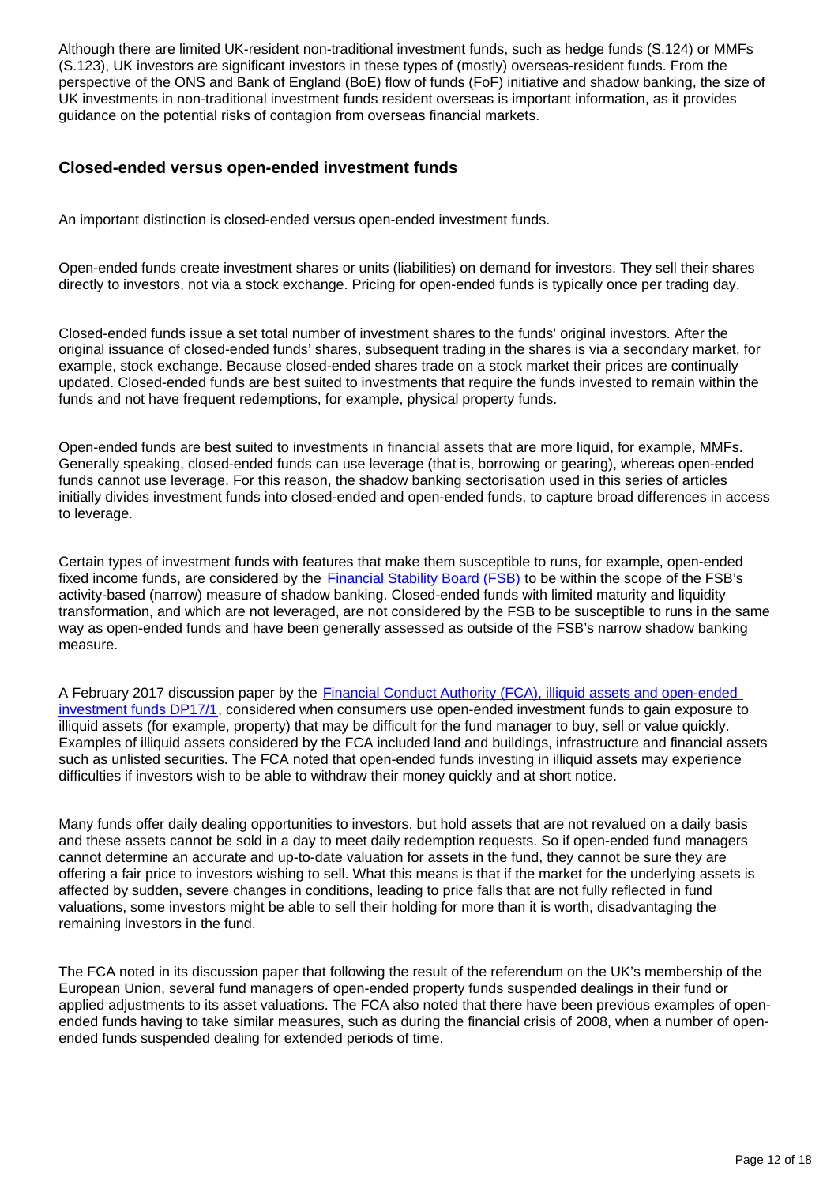Although there are limited UK-resident non-traditional investment funds, such as hedge funds (S.124) or MMFs (S.123), UK investors are significant investors in these types of (mostly) overseas-resident funds. From the perspective of the ONS and Bank of England (BoE) flow of funds (FoF) initiative and shadow banking, the size of UK investments in non-traditional investment funds resident overseas is important information, as it provides guidance on the potential risks of contagion from overseas financial markets.

### Closed-ended versus open-ended investment funds

An important distinction is closed-ended versus open-ended investment funds.

Open-ended funds create investment shares or units (liabilities) on demand for investors. They sell their shares directly to investors, not via a stock exchange. Pricing for open-ended funds is typically once per trading day.

Closed-ended funds issue a set total number of investment shares to the funds' original investors. After the original issuance of closed-ended funds' shares, subsequent trading in the shares is via a secondary market, for example, stock exchange. Because closed-ended shares trade on a stock market their prices are continually updated. Closed-ended funds are best suited to investments that require the funds invested to remain within the funds and not have frequent redemptions, for example, physical property funds.

Open-ended funds are best suited to investments in financial assets that are more liquid, for example, MMFs. Generally speaking, closed-ended funds can use leverage (that is, borrowing or gearing), whereas open-ended funds cannot use leverage. For this reason, the shadow banking sectorisation used in this series of articles initially divides investment funds into closed-ended and open-ended funds, to capture broad differences in access to leverage.

Certain types of investment funds with features that make them susceptible to runs, for example, open-ended fixed income funds, are considered by the Financial Stability Board (FSB) to be within the scope of the FSB's activity-based (narrow) measure of shadow banking. Closed-ended funds with limited maturity and liquidity transformation, and which are not leveraged, are not considered by the FSB to be susceptible to runs in the same way as open-ended funds and have been generally assessed as outside of the FSB's narrow shadow banking measure.

A February 2017 discussion paper by the Financial Conduct Authority (FCA), illiquid assets and open-ended investment funds DP17/1, considered when consumers use open-ended investment funds to gain exposure to illiquid assets (for example, property) that may be difficult for the fund manager to buy, sell or value quickly. Examples of illiquid assets considered by the FCA included land and buildings, infrastructure and financial assets such as unlisted securities. The FCA noted that open-ended funds investing in illiquid assets may experience difficulties if investors wish to be able to withdraw their money quickly and at short notice.

Many funds offer daily dealing opportunities to investors, but hold assets that are not revalued on a daily basis and these assets cannot be sold in a day to meet daily redemption requests. So if open-ended fund managers cannot determine an accurate and up-to-date valuation for assets in the fund, they cannot be sure they are offering a fair price to investors wishing to sell. What this means is that if the market for the underlying assets is affected by sudden, severe changes in conditions, leading to price falls that are not fully reflected in fund valuations, some investors might be able to sell their holding for more than it is worth, disadvantaging the remaining investors in the fund.

The FCA noted in its discussion paper that following the result of the referendum on the UK's membership of the European Union, several fund managers of open-ended property funds suspended dealings in their fund or applied adjustments to its asset valuations. The FCA also noted that there have been previous examples of open-ended funds having to take similar measures, such as during the financial crisis of 2008, when a number of open-ended funds suspended dealing for extended periods of time.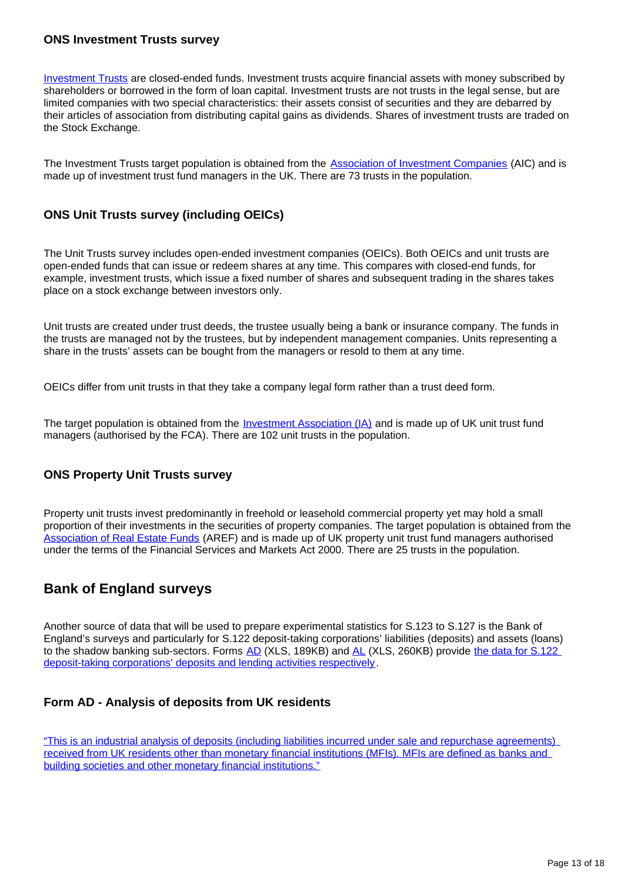### ONS Investment Trusts survey

Investment Trusts are closed-ended funds. Investment trusts acquire financial assets with money subscribed by shareholders or borrowed in the form of loan capital. Investment trusts are not trusts in the legal sense, but are limited companies with two special characteristics: their assets consist of securities and they are debarred by their articles of association from distributing capital gains as dividends. Shares of investment trusts are traded on the Stock Exchange.

The Investment Trusts target population is obtained from the Association of Investment Companies (AIC) and is made up of investment trust fund managers in the UK. There are 73 trusts in the population.

### ONS Unit Trusts survey (including OEICs)

The Unit Trusts survey includes open-ended investment companies (OEICs). Both OEICs and unit trusts are open-ended funds that can issue or redeem shares at any time. This compares with closed-end funds, for example, investment trusts, which issue a fixed number of shares and subsequent trading in the shares takes place on a stock exchange between investors only.

Unit trusts are created under trust deeds, the trustee usually being a bank or insurance company. The funds in the trusts are managed not by the trustees, but by independent management companies. Units representing a share in the trusts' assets can be bought from the managers or resold to them at any time.

OEICs differ from unit trusts in that they take a company legal form rather than a trust deed form.

The target population is obtained from the Investment Association (IA) and is made up of UK unit trust fund managers (authorised by the FCA). There are 102 unit trusts in the population.

### ONS Property Unit Trusts survey

Property unit trusts invest predominantly in freehold or leasehold commercial property yet may hold a small proportion of their investments in the securities of property companies. The target population is obtained from the Association of Real Estate Funds (AREF) and is made up of UK property unit trust fund managers authorised under the terms of the Financial Services and Markets Act 2000. There are 25 trusts in the population.

## Bank of England surveys

Another source of data that will be used to prepare experimental statistics for S.123 to S.127 is the Bank of England's surveys and particularly for S.122 deposit-taking corporations' liabilities (deposits) and assets (loans) to the shadow banking sub-sectors. Forms AD (XLS, 189KB) and AL (XLS, 260KB) provide the data for S.122 deposit-taking corporations' deposits and lending activities respectively.

### Form AD - Analysis of deposits from UK residents

"This is an industrial analysis of deposits (including liabilities incurred under sale and repurchase agreements) received from UK residents other than monetary financial institutions (MFIs). MFIs are defined as banks and building societies and other monetary financial institutions."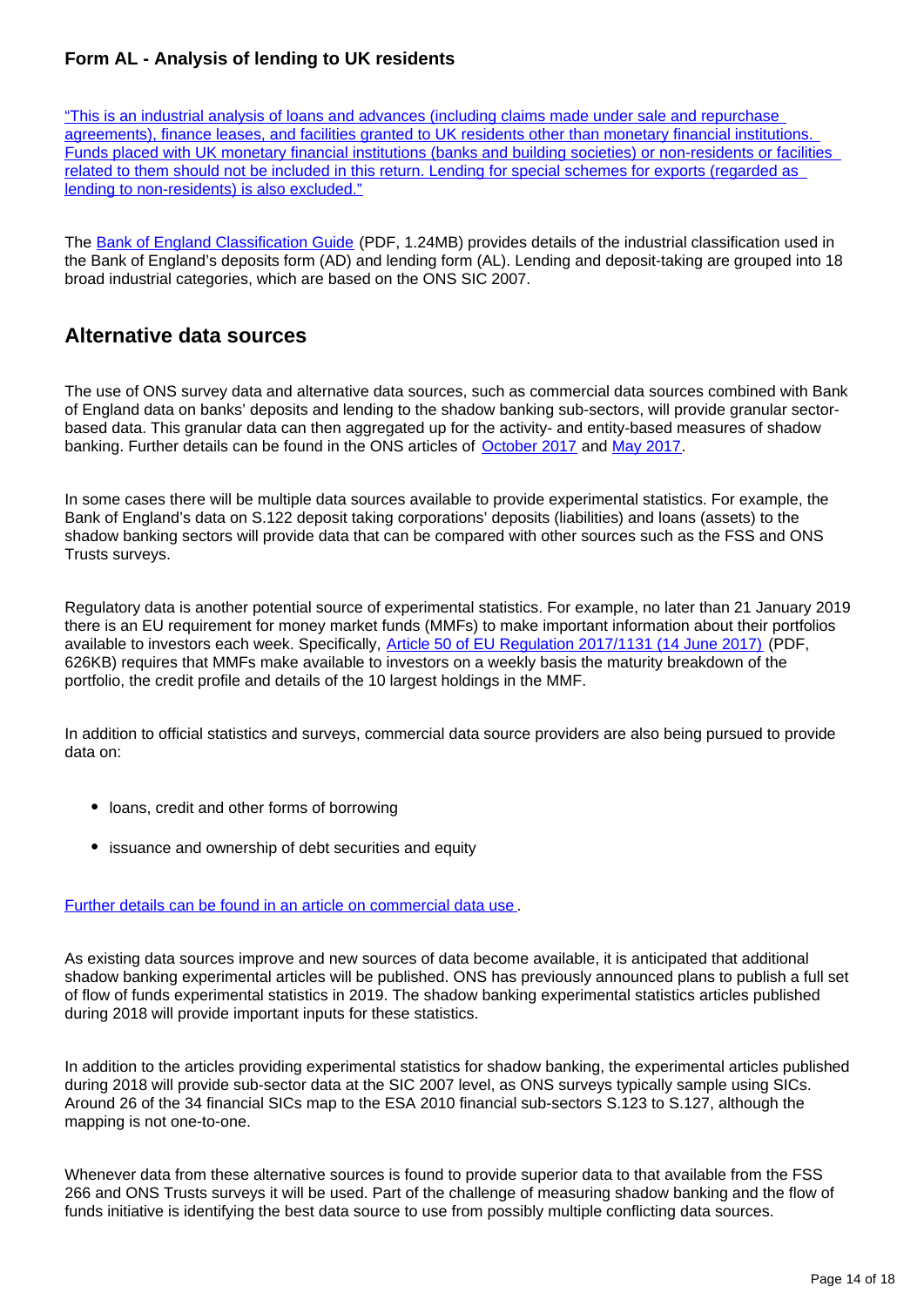### Form AL - Analysis of lending to UK residents

"This is an industrial analysis of loans and advances (including claims made under sale and repurchase agreements), finance leases, and facilities granted to UK residents other than monetary financial institutions. Funds placed with UK monetary financial institutions (banks and building societies) or non-residents or facilities related to them should not be included in this return. Lending for special schemes for exports (regarded as lending to non-residents) is also excluded."

The Bank of England Classification Guide (PDF, 1.24MB) provides details of the industrial classification used in the Bank of England's deposits form (AD) and lending form (AL). Lending and deposit-taking are grouped into 18 broad industrial categories, which are based on the ONS SIC 2007.

## Alternative data sources

The use of ONS survey data and alternative data sources, such as commercial data sources combined with Bank of England data on banks' deposits and lending to the shadow banking sub-sectors, will provide granular sector-based data. This granular data can then aggregated up for the activity- and entity-based measures of shadow banking. Further details can be found in the ONS articles of October 2017 and May 2017.

In some cases there will be multiple data sources available to provide experimental statistics. For example, the Bank of England's data on S.122 deposit taking corporations' deposits (liabilities) and loans (assets) to the shadow banking sectors will provide data that can be compared with other sources such as the FSS and ONS Trusts surveys.

Regulatory data is another potential source of experimental statistics. For example, no later than 21 January 2019 there is an EU requirement for money market funds (MMFs) to make important information about their portfolios available to investors each week. Specifically, Article 50 of EU Regulation 2017/1131 (14 June 2017) (PDF, 626KB) requires that MMFs make available to investors on a weekly basis the maturity breakdown of the portfolio, the credit profile and details of the 10 largest holdings in the MMF.

In addition to official statistics and surveys, commercial data source providers are also being pursued to provide data on:

- loans, credit and other forms of borrowing
- issuance and ownership of debt securities and equity

Further details can be found in an article on commercial data use.

As existing data sources improve and new sources of data become available, it is anticipated that additional shadow banking experimental articles will be published. ONS has previously announced plans to publish a full set of flow of funds experimental statistics in 2019. The shadow banking experimental statistics articles published during 2018 will provide important inputs for these statistics.

In addition to the articles providing experimental statistics for shadow banking, the experimental articles published during 2018 will provide sub-sector data at the SIC 2007 level, as ONS surveys typically sample using SICs. Around 26 of the 34 financial SICs map to the ESA 2010 financial sub-sectors S.123 to S.127, although the mapping is not one-to-one.

Whenever data from these alternative sources is found to provide superior data to that available from the FSS 266 and ONS Trusts surveys it will be used. Part of the challenge of measuring shadow banking and the flow of funds initiative is identifying the best data source to use from possibly multiple conflicting data sources.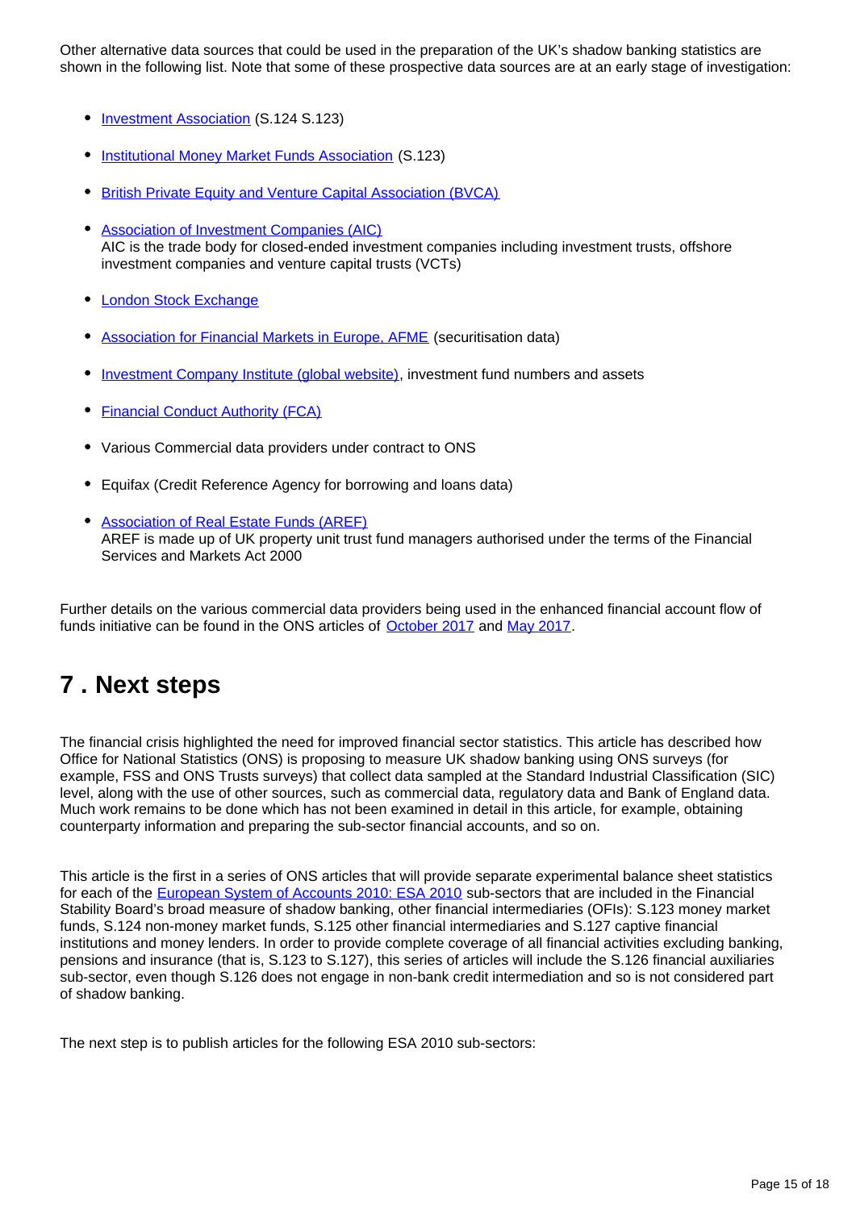Other alternative data sources that could be used in the preparation of the UK's shadow banking statistics are shown in the following list. Note that some of these prospective data sources are at an early stage of investigation:

- Investment Association (S.124 S.123)
- Institutional Money Market Funds Association (S.123)
- British Private Equity and Venture Capital Association (BVCA)
- Association of Investment Companies (AIC)
  AIC is the trade body for closed-ended investment companies including investment trusts, offshore investment companies and venture capital trusts (VCTs)
- London Stock Exchange
- Association for Financial Markets in Europe, AFME (securitisation data)
- Investment Company Institute (global website), investment fund numbers and assets
- Financial Conduct Authority (FCA)
- Various Commercial data providers under contract to ONS
- Equifax (Credit Reference Agency for borrowing and loans data)
- Association of Real Estate Funds (AREF)
  AREF is made up of UK property unit trust fund managers authorised under the terms of the Financial Services and Markets Act 2000

Further details on the various commercial data providers being used in the enhanced financial account flow of funds initiative can be found in the ONS articles of October 2017 and May 2017.

## 7 . Next steps

The financial crisis highlighted the need for improved financial sector statistics. This article has described how Office for National Statistics (ONS) is proposing to measure UK shadow banking using ONS surveys (for example, FSS and ONS Trusts surveys) that collect data sampled at the Standard Industrial Classification (SIC) level, along with the use of other sources, such as commercial data, regulatory data and Bank of England data. Much work remains to be done which has not been examined in detail in this article, for example, obtaining counterparty information and preparing the sub-sector financial accounts, and so on.

This article is the first in a series of ONS articles that will provide separate experimental balance sheet statistics for each of the European System of Accounts 2010: ESA 2010 sub-sectors that are included in the Financial Stability Board's broad measure of shadow banking, other financial intermediaries (OFIs): S.123 money market funds, S.124 non-money market funds, S.125 other financial intermediaries and S.127 captive financial institutions and money lenders. In order to provide complete coverage of all financial activities excluding banking, pensions and insurance (that is, S.123 to S.127), this series of articles will include the S.126 financial auxiliaries sub-sector, even though S.126 does not engage in non-bank credit intermediation and so is not considered part of shadow banking.

The next step is to publish articles for the following ESA 2010 sub-sectors: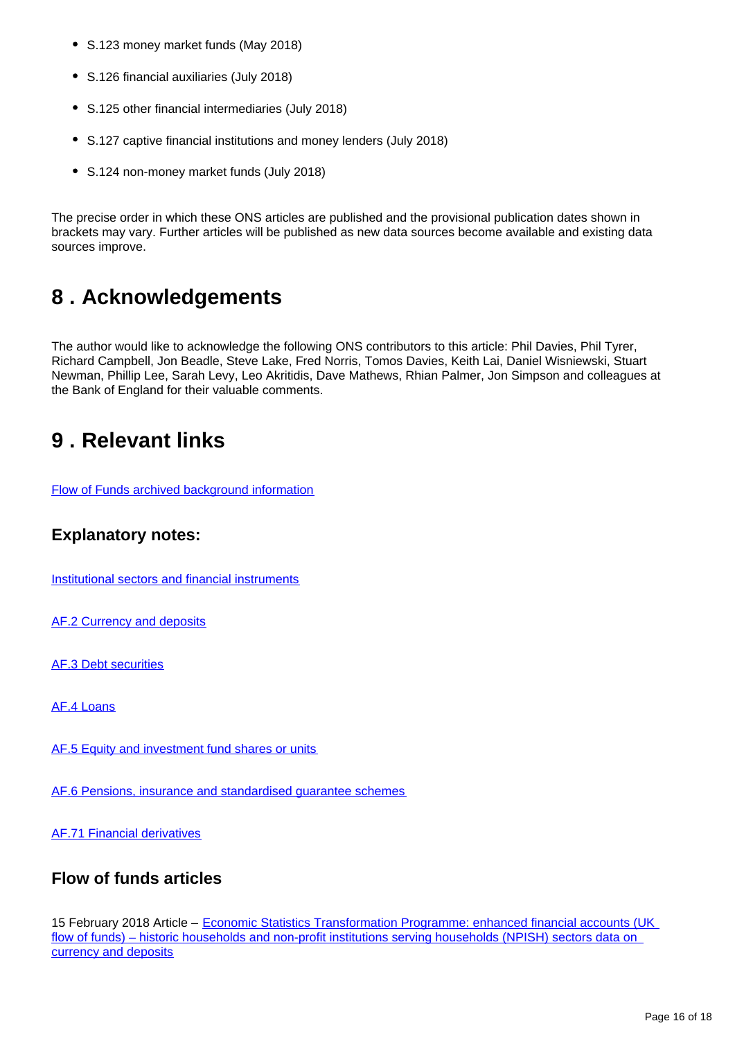- S.123 money market funds (May 2018)
- S.126 financial auxiliaries (July 2018)
- S.125 other financial intermediaries (July 2018)
- S.127 captive financial institutions and money lenders (July 2018)
- S.124 non-money market funds (July 2018)

The precise order in which these ONS articles are published and the provisional publication dates shown in brackets may vary. Further articles will be published as new data sources become available and existing data sources improve.

## 8 . Acknowledgements

The author would like to acknowledge the following ONS contributors to this article: Phil Davies, Phil Tyrer, Richard Campbell, Jon Beadle, Steve Lake, Fred Norris, Tomos Davies, Keith Lai, Daniel Wisniewski, Stuart Newman, Phillip Lee, Sarah Levy, Leo Akritidis, Dave Mathews, Rhian Palmer, Jon Simpson and colleagues at the Bank of England for their valuable comments.

## 9 . Relevant links

Flow of Funds archived background information

### Explanatory notes:

Institutional sectors and financial instruments

AF.2 Currency and deposits

AF.3 Debt securities

AF.4 Loans

AF.5 Equity and investment fund shares or units

AF.6 Pensions, insurance and standardised guarantee schemes

AF.71 Financial derivatives

### Flow of funds articles

15 February 2018 Article – Economic Statistics Transformation Programme: enhanced financial accounts (UK flow of funds) – historic households and non-profit institutions serving households (NPISH) sectors data on currency and deposits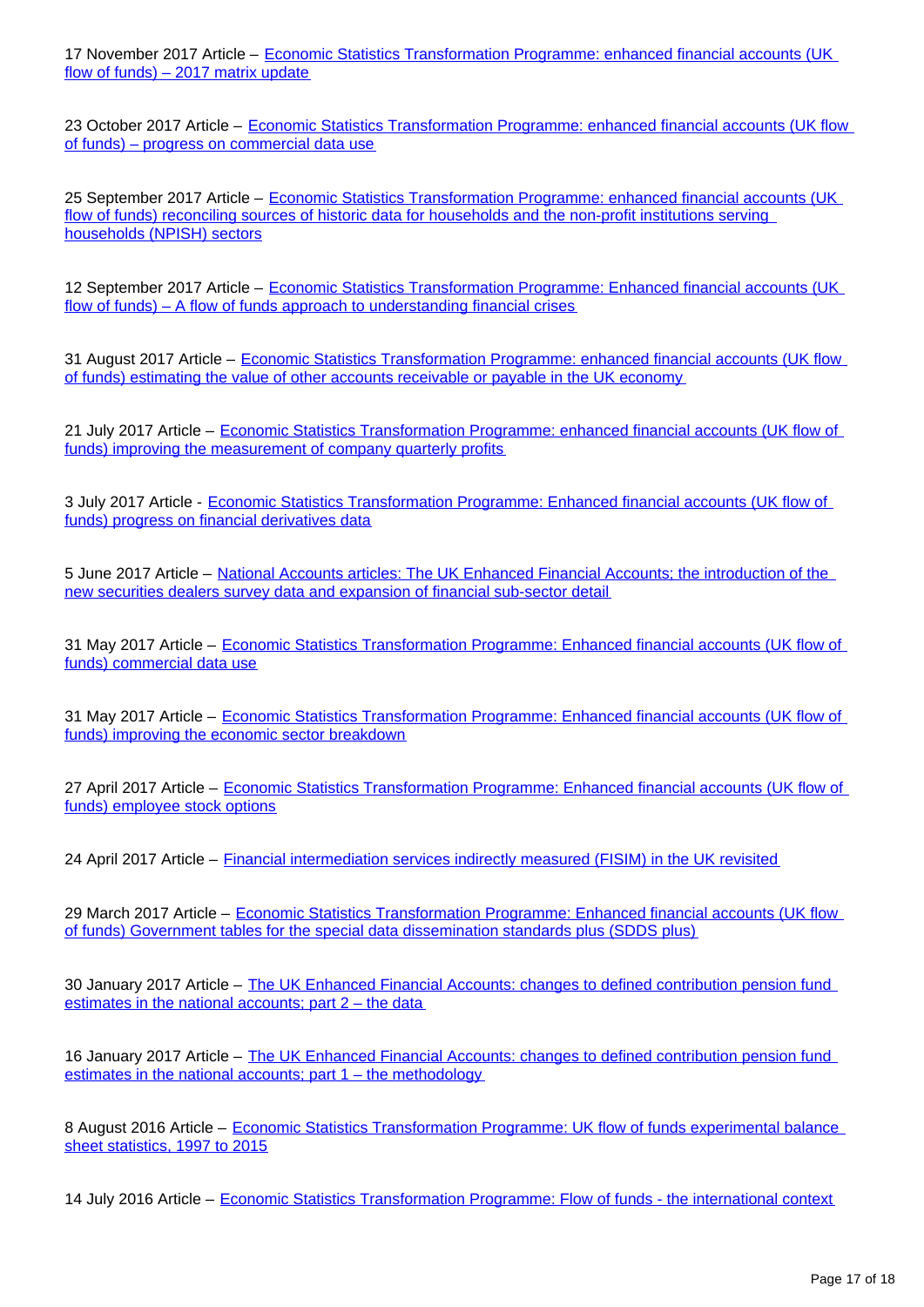17 November 2017 Article – Economic Statistics Transformation Programme: enhanced financial accounts (UK flow of funds) – 2017 matrix update

23 October 2017 Article – Economic Statistics Transformation Programme: enhanced financial accounts (UK flow of funds) – progress on commercial data use

25 September 2017 Article – Economic Statistics Transformation Programme: enhanced financial accounts (UK flow of funds) reconciling sources of historic data for households and the non-profit institutions serving households (NPISH) sectors

12 September 2017 Article – Economic Statistics Transformation Programme: Enhanced financial accounts (UK flow of funds) – A flow of funds approach to understanding financial crises

31 August 2017 Article – Economic Statistics Transformation Programme: enhanced financial accounts (UK flow of funds) estimating the value of other accounts receivable or payable in the UK economy

21 July 2017 Article – Economic Statistics Transformation Programme: enhanced financial accounts (UK flow of funds) improving the measurement of company quarterly profits

3 July 2017 Article - Economic Statistics Transformation Programme: Enhanced financial accounts (UK flow of funds) progress on financial derivatives data

5 June 2017 Article – National Accounts articles: The UK Enhanced Financial Accounts; the introduction of the new securities dealers survey data and expansion of financial sub-sector detail

31 May 2017 Article – Economic Statistics Transformation Programme: Enhanced financial accounts (UK flow of funds) commercial data use

31 May 2017 Article – Economic Statistics Transformation Programme: Enhanced financial accounts (UK flow of funds) improving the economic sector breakdown

27 April 2017 Article – Economic Statistics Transformation Programme: Enhanced financial accounts (UK flow of funds) employee stock options

24 April 2017 Article – Financial intermediation services indirectly measured (FISIM) in the UK revisited

29 March 2017 Article – Economic Statistics Transformation Programme: Enhanced financial accounts (UK flow of funds) Government tables for the special data dissemination standards plus (SDDS plus)

30 January 2017 Article – The UK Enhanced Financial Accounts: changes to defined contribution pension fund estimates in the national accounts; part 2 – the data

16 January 2017 Article – The UK Enhanced Financial Accounts: changes to defined contribution pension fund estimates in the national accounts; part 1 – the methodology

8 August 2016 Article – Economic Statistics Transformation Programme: UK flow of funds experimental balance sheet statistics, 1997 to 2015

14 July 2016 Article – Economic Statistics Transformation Programme: Flow of funds - the international context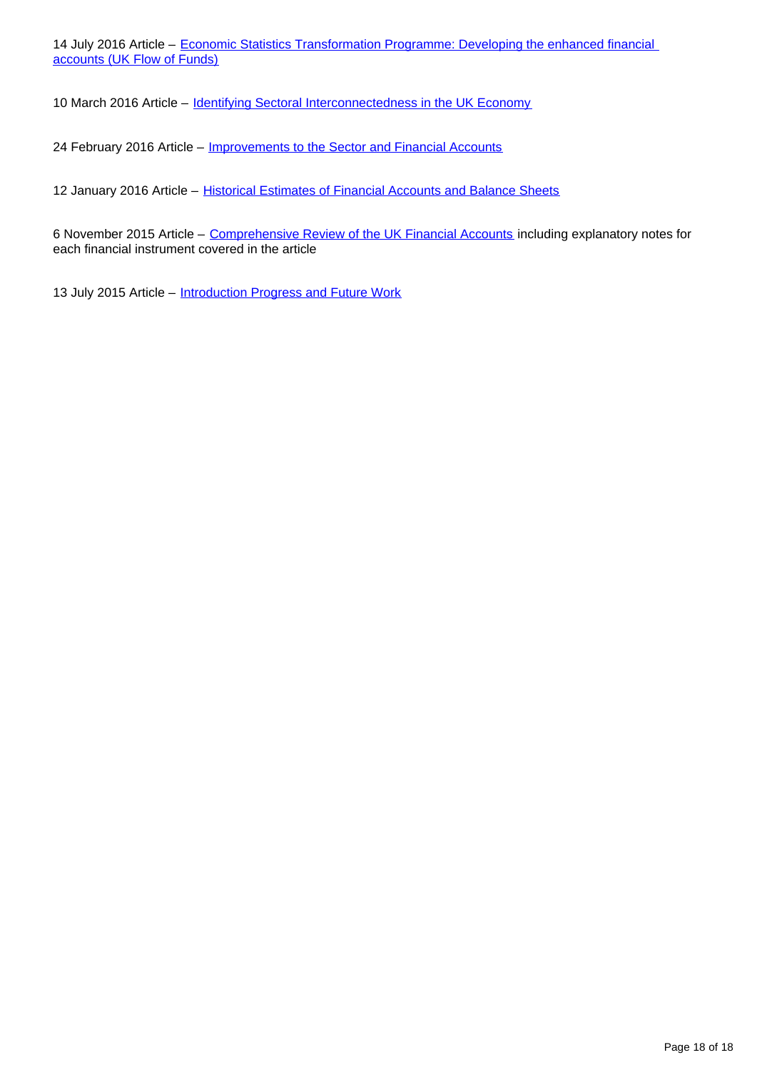14 July 2016 Article – Economic Statistics Transformation Programme: Developing the enhanced financial accounts (UK Flow of Funds)

10 March 2016 Article – Identifying Sectoral Interconnectedness in the UK Economy

24 February 2016 Article – Improvements to the Sector and Financial Accounts

12 January 2016 Article – Historical Estimates of Financial Accounts and Balance Sheets

6 November 2015 Article – Comprehensive Review of the UK Financial Accounts including explanatory notes for each financial instrument covered in the article

13 July 2015 Article – Introduction Progress and Future Work